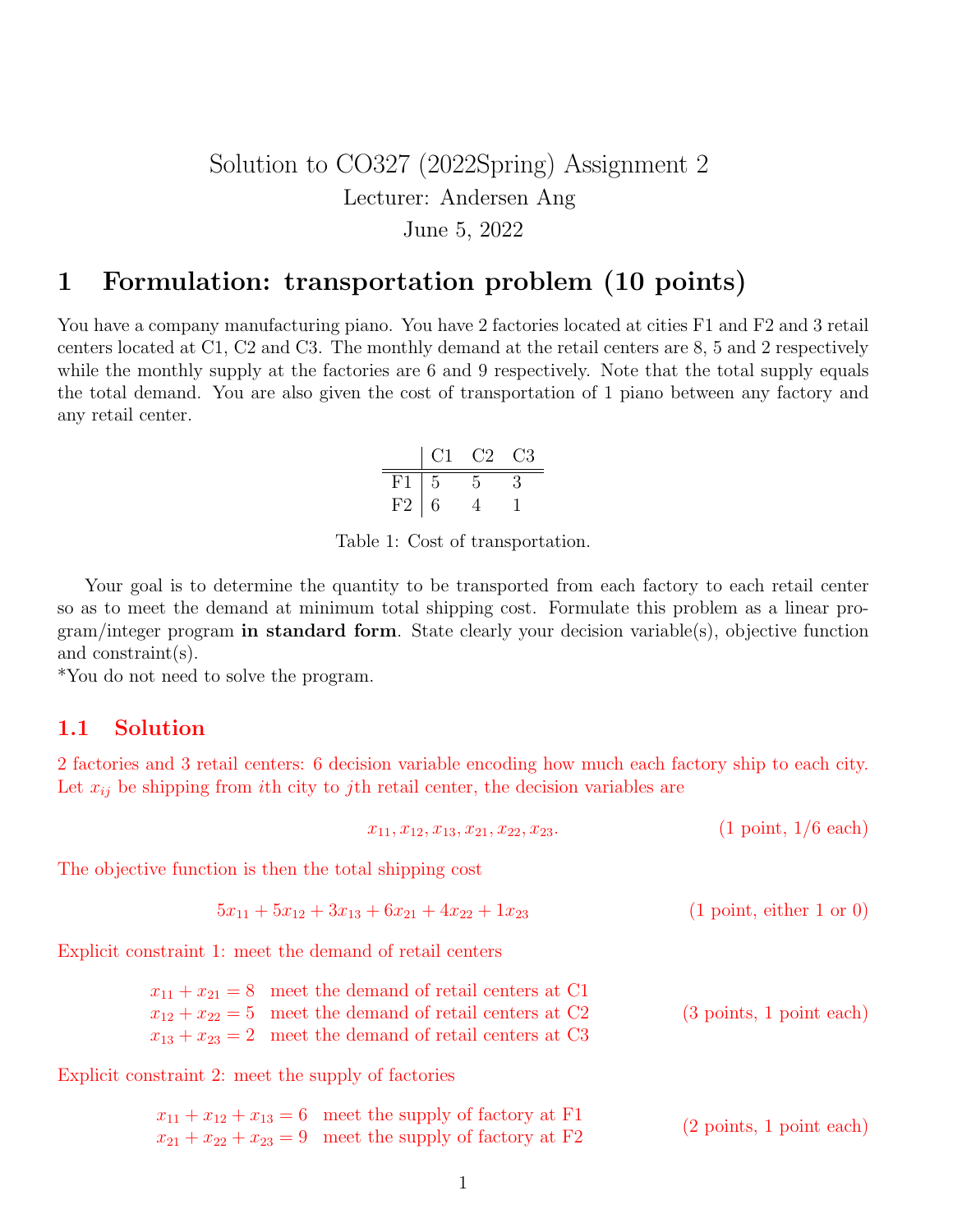# Solution to CO327 (2022Spring) Assignment 2

Lecturer: Andersen Ang

June 5, 2022

## 1 Formulation: transportation problem (10 points)

You have a company manufacturing piano. You have 2 factories located at cities F1 and F2 and 3 retail centers located at C1, C2 and C3. The monthly demand at the retail centers are 8, 5 and 2 respectively while the monthly supply at the factories are 6 and 9 respectively. Note that the total supply equals the total demand. You are also given the cost of transportation of 1 piano between any factory and any retail center.

|  | C1 | C2 | C3 |
|---|---|---|---|
| F1 | 5 | 5 | 3 |
| F2 | 6 | 4 | 1 |

Table 1: Cost of transportation.

Your goal is to determine the quantity to be transported from each factory to each retail center so as to meet the demand at minimum total shipping cost. Formulate this problem as a linear program/integer program **in standard form**. State clearly your decision variable(s), objective function and constraint(s).

*You do not need to solve the program.

### 1.1 Solution

2 factories and 3 retail centers: 6 decision variable encoding how much each factory ship to each city. Let $x_{ij}$ be shipping from $i$th city to $j$th retail center, the decision variables are

$$x_{11}, x_{12}, x_{13}, x_{21}, x_{22}, x_{23}. \qquad \text{(1 point, 1/6 each)}$$

The objective function is then the total shipping cost

$$5x_{11} + 5x_{12} + 3x_{13} + 6x_{21} + 4x_{22} + 1x_{23} \qquad \text{(1 point, either 1 or 0)}$$

Explicit constraint 1: meet the demand of retail centers

$$\begin{aligned}
x_{11} + x_{21} &= 8 \quad \text{meet the demand of retail centers at C1} \\
x_{12} + x_{22} &= 5 \quad \text{meet the demand of retail centers at C2} \\
x_{13} + x_{23} &= 2 \quad \text{meet the demand of retail centers at C3}
\end{aligned} \qquad \text{(3 points, 1 point each)}$$

Explicit constraint 2: meet the supply of factories

$$\begin{aligned}
x_{11} + x_{12} + x_{13} &= 6 \quad \text{meet the supply of factory at F1} \\
x_{21} + x_{22} + x_{23} &= 9 \quad \text{meet the supply of factory at F2}
\end{aligned} \qquad \text{(2 points, 1 point each)}$$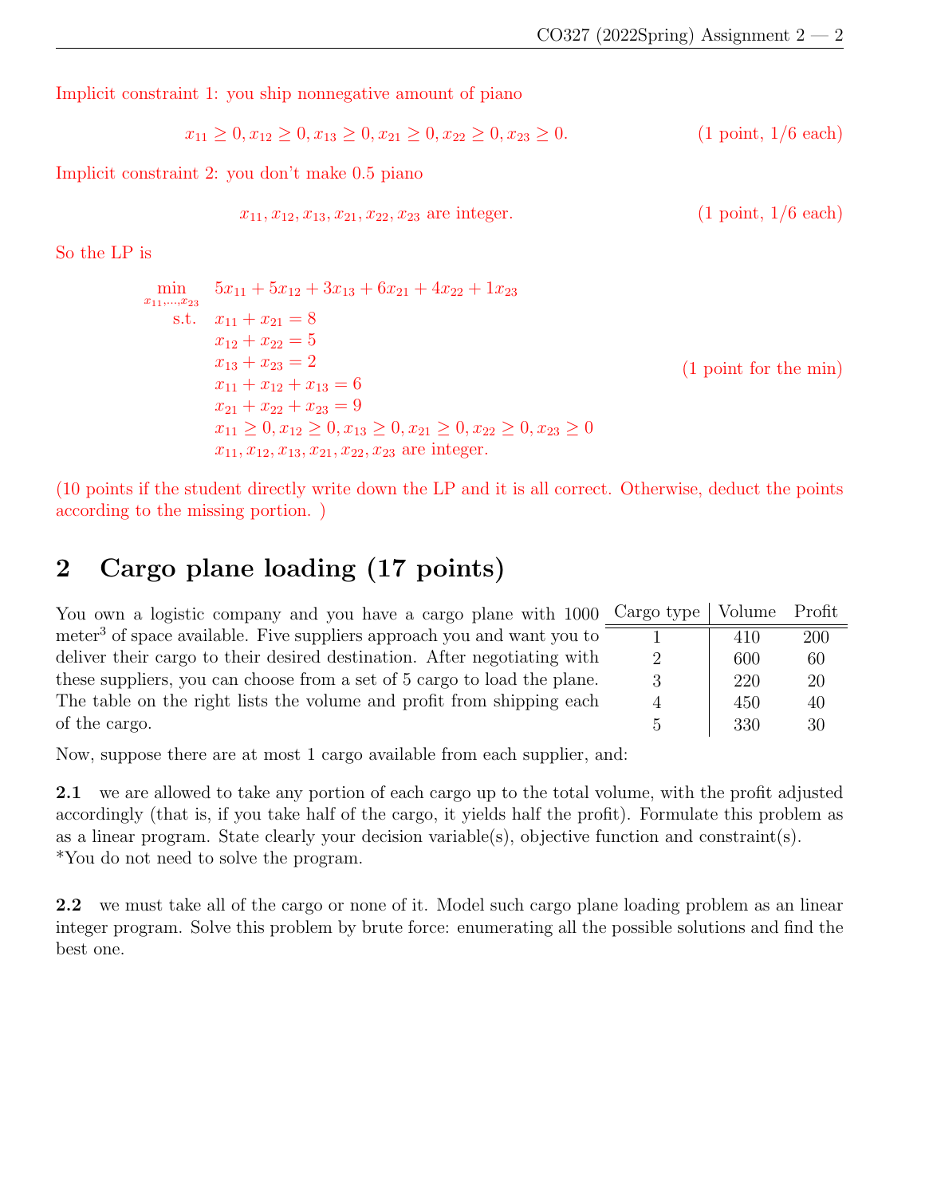Implicit constraint 1: you ship nonnegative amount of piano

$$x_{11} \geq 0, x_{12} \geq 0, x_{13} \geq 0, x_{21} \geq 0, x_{22} \geq 0, x_{23} \geq 0. \qquad \text{(1 point, 1/6 each)}$$

Implicit constraint 2: you don't make 0.5 piano

$$x_{11}, x_{12}, x_{13}, x_{21}, x_{22}, x_{23} \text{ are integer.} \qquad \text{(1 point, 1/6 each)}$$

So the LP is

$$
\begin{aligned}
\min_{x_{11},\ldots,x_{23}} \quad & 5x_{11} + 5x_{12} + 3x_{13} + 6x_{21} + 4x_{22} + 1x_{23} \\
\text{s.t.} \quad & x_{11} + x_{21} = 8 \\
& x_{12} + x_{22} = 5 \\
& x_{13} + x_{23} = 2 \\
& x_{11} + x_{12} + x_{13} = 6 \\
& x_{21} + x_{22} + x_{23} = 9 \\
& x_{11} \geq 0, x_{12} \geq 0, x_{13} \geq 0, x_{21} \geq 0, x_{22} \geq 0, x_{23} \geq 0 \\
& x_{11}, x_{12}, x_{13}, x_{21}, x_{22}, x_{23} \text{ are integer.}
\end{aligned}
\qquad \text{(1 point for the min)}
$$

(10 points if the student directly write down the LP and it is all correct. Otherwise, deduct the points according to the missing portion. )

## 2 Cargo plane loading (17 points)

You own a logistic company and you have a cargo plane with 1000 meter$^3$ of space available. Five suppliers approach you and want you to deliver their cargo to their desired destination. After negotiating with these suppliers, you can choose from a set of 5 cargo to load the plane. The table on the right lists the volume and profit from shipping each of the cargo.

| Cargo type | Volume | Profit |
|---|---|---|
| 1 | 410 | 200 |
| 2 | 600 | 60 |
| 3 | 220 | 20 |
| 4 | 450 | 40 |
| 5 | 330 | 30 |

Now, suppose there are at most 1 cargo available from each supplier, and:

**2.1** we are allowed to take any portion of each cargo up to the total volume, with the profit adjusted accordingly (that is, if you take half of the cargo, it yields half the profit). Formulate this problem as as a linear program. State clearly your decision variable(s), objective function and constraint(s). *You do not need to solve the program.

**2.2** we must take all of the cargo or none of it. Model such cargo plane loading problem as an linear integer program. Solve this problem by brute force: enumerating all the possible solutions and find the best one.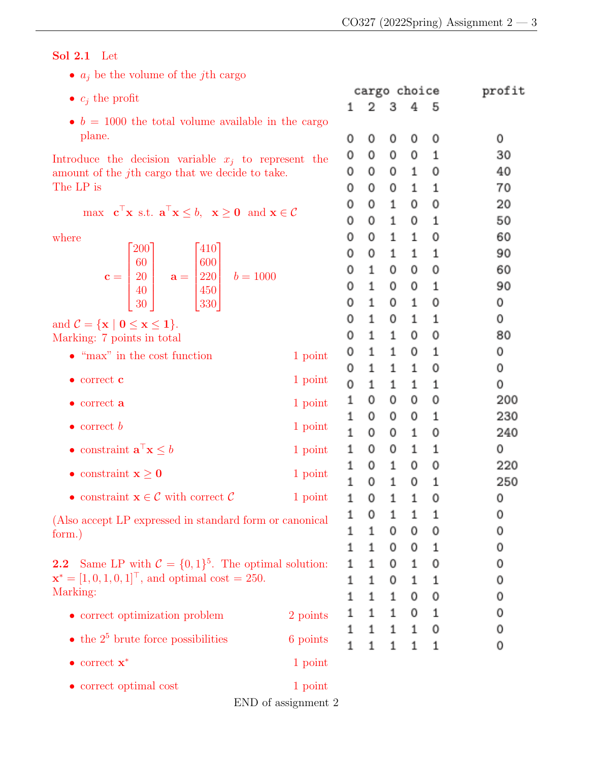**Sol 2.1** Let

- $a_j$ be the volume of the $j$th cargo
- $c_j$ the profit
- $b = 1000$ the total volume available in the cargo plane.

Introduce the decision variable $x_j$ to represent the amount of the $j$th cargo that we decide to take.
The LP is

$$\max \ \mathbf{c}^\top \mathbf{x} \text{ s.t. } \mathbf{a}^\top \mathbf{x} \leq b, \ \ \mathbf{x} \geq \mathbf{0} \ \text{ and } \mathbf{x} \in \mathcal{C}$$

where

$$\mathbf{c} = \begin{bmatrix} 200 \\ 60 \\ 20 \\ 40 \\ 30 \end{bmatrix} \quad \mathbf{a} = \begin{bmatrix} 410 \\ 600 \\ 220 \\ 450 \\ 330 \end{bmatrix} \quad b = 1000$$

and $\mathcal{C} = \{\mathbf{x} \mid \mathbf{0} \leq \mathbf{x} \leq \mathbf{1}\}$.
Marking: 7 points in total

- "max" in the cost function — 1 point
- correct $\mathbf{c}$ — 1 point
- correct $\mathbf{a}$ — 1 point
- correct $b$ — 1 point
- constraint $\mathbf{a}^\top \mathbf{x} \leq b$ — 1 point
- constraint $\mathbf{x} \geq \mathbf{0}$ — 1 point
- constraint $\mathbf{x} \in \mathcal{C}$ with correct $\mathcal{C}$ — 1 point

(Also accept LP expressed in standard form or canonical form.)

**2.2** Same LP with $\mathcal{C} = \{0, 1\}^5$. The optimal solution: $\mathbf{x}^* = [1, 0, 1, 0, 1]^\top$, and optimal cost $= 250$.
Marking:

- correct optimization problem — 2 points
- the $2^5$ brute force possibilities — 6 points
- correct $\mathbf{x}^*$ — 1 point
- correct optimal cost — 1 point

| cargo choice | | | | | profit |
|---|---|---|---|---|---|
| 1 | 2 | 3 | 4 | 5 | |
| 0 | 0 | 0 | 0 | 0 | 0 |
| 0 | 0 | 0 | 0 | 1 | 30 |
| 0 | 0 | 0 | 1 | 0 | 40 |
| 0 | 0 | 0 | 1 | 1 | 70 |
| 0 | 0 | 1 | 0 | 0 | 20 |
| 0 | 0 | 1 | 0 | 1 | 50 |
| 0 | 0 | 1 | 1 | 0 | 60 |
| 0 | 0 | 1 | 1 | 1 | 90 |
| 0 | 1 | 0 | 0 | 0 | 60 |
| 0 | 1 | 0 | 0 | 1 | 90 |
| 0 | 1 | 0 | 1 | 0 | 0 |
| 0 | 1 | 0 | 1 | 1 | 0 |
| 0 | 1 | 1 | 0 | 0 | 80 |
| 0 | 1 | 1 | 0 | 1 | 0 |
| 0 | 1 | 1 | 1 | 0 | 0 |
| 0 | 1 | 1 | 1 | 1 | 0 |
| 1 | 0 | 0 | 0 | 0 | 200 |
| 1 | 0 | 0 | 0 | 1 | 230 |
| 1 | 0 | 0 | 1 | 0 | 240 |
| 1 | 0 | 0 | 1 | 1 | 0 |
| 1 | 0 | 1 | 0 | 0 | 220 |
| 1 | 0 | 1 | 0 | 1 | 250 |
| 1 | 0 | 1 | 1 | 0 | 0 |
| 1 | 0 | 1 | 1 | 1 | 0 |
| 1 | 1 | 0 | 0 | 0 | 0 |
| 1 | 1 | 0 | 0 | 1 | 0 |
| 1 | 1 | 0 | 1 | 0 | 0 |
| 1 | 1 | 0 | 1 | 1 | 0 |
| 1 | 1 | 1 | 0 | 0 | 0 |
| 1 | 1 | 1 | 0 | 1 | 0 |
| 1 | 1 | 1 | 1 | 0 | 0 |
| 1 | 1 | 1 | 1 | 1 | 0 |

END of assignment 2